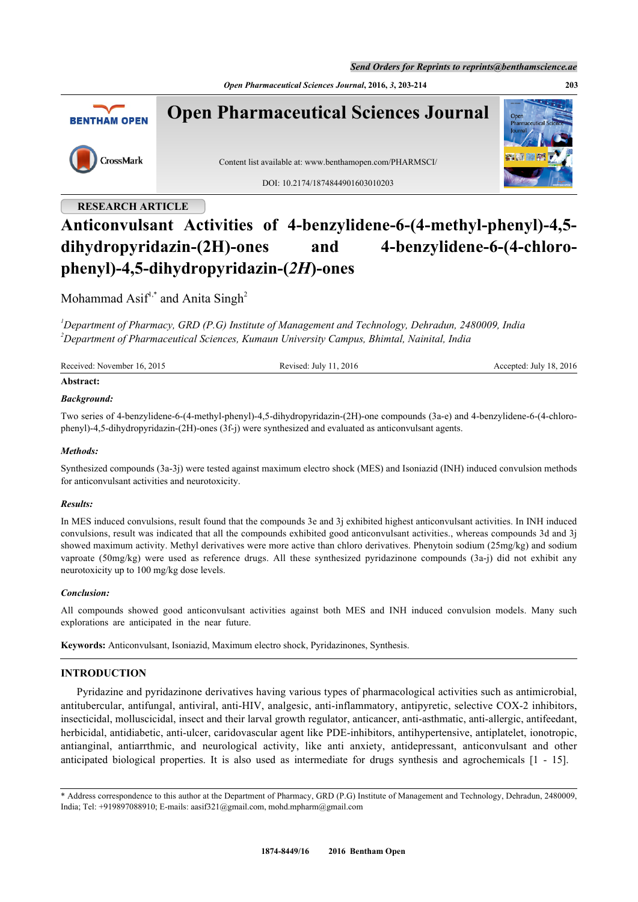RESEARCH ARTICLE

# Anticonvulsant Activities of 4-benzylidene-6-(4-methyl-phenyl)-4,5-dihydropyridazin-(2H)-ones and 4-benzylidene-6-(4-chloro-phenyl)-4,5-dihydropyridazin-(*2H*)-ones

Mohammad Asif[1,*] and Anita Singh[2]

[1]*Department of Pharmacy, GRD (P.G) Institute of Management and Technology, Dehradun, 2480009, India*
[2]*Department of Pharmaceutical Sciences, Kumaun University Campus, Bhimtal, Nainital, India*

Received: November 16, 2015 | Revised: July 11, 2016 | Accepted: July 18, 2016

**Abstract:**

***Background:***

Two series of 4-benzylidene-6-(4-methyl-phenyl)-4,5-dihydropyridazin-(2H)-one compounds (3a-e) and 4-benzylidene-6-(4-chloro-phenyl)-4,5-dihydropyridazin-(2H)-ones (3f-j) were synthesized and evaluated as anticonvulsant agents.

***Methods:***

Synthesized compounds (3a-3j) were tested against maximum electro shock (MES) and Isoniazid (INH) induced convulsion methods for anticonvulsant activities and neurotoxicity.

***Results:***

In MES induced convulsions, result found that the compounds 3e and 3j exhibited highest anticonvulsant activities. In INH induced convulsions, result was indicated that all the compounds exhibited good anticonvulsant activities., whereas compounds 3d and 3j showed maximum activity. Methyl derivatives were more active than chloro derivatives. Phenytoin sodium (25mg/kg) and sodium vaproate (50mg/kg) were used as reference drugs. All these synthesized pyridazinone compounds (3a-j) did not exhibit any neurotoxicity up to 100 mg/kg dose levels.

***Conclusion:***

All compounds showed good anticonvulsant activities against both MES and INH induced convulsion models. Many such explorations are anticipated in the near future.

**Keywords:** Anticonvulsant, Isoniazid, Maximum electro shock, Pyridazinones, Synthesis.

## INTRODUCTION

Pyridazine and pyridazinone derivatives having various types of pharmacological activities such as antimicrobial, antitubercular, antifungal, antiviral, anti-HIV, analgesic, anti-inflammatory, antipyretic, selective COX-2 inhibitors, insecticidal, molluscicidal, insect and their larval growth regulator, anticancer, anti-asthmatic, anti-allergic, antifeedant, herbicidal, antidiabetic, anti-ulcer, caridovascular agent like PDE-inhibitors, antihypertensive, antiplatelet, ionotropic, antianginal, antiarrthmic, and neurological activity, like anti anxiety, antidepressant, anticonvulsant and other anticipated biological properties. It is also used as intermediate for drugs synthesis and agrochemicals [1 - 15].

\* Address correspondence to this author at the Department of Pharmacy, GRD (P.G) Institute of Management and Technology, Dehradun, 2480009, India; Tel: +919897088910; E-mails: aasif321@gmail.com, mohd.mpharm@gmail.com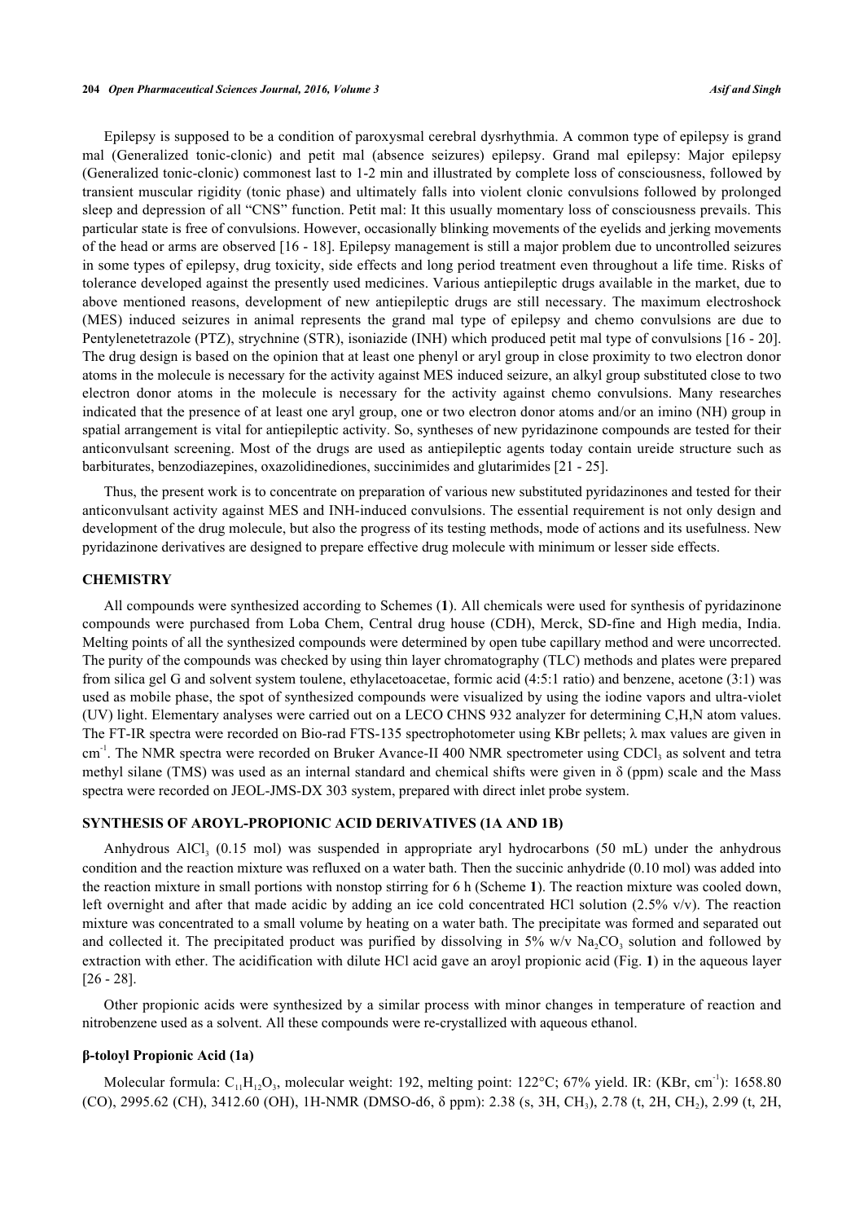Epilepsy is supposed to be a condition of paroxysmal cerebral dysrhythmia. A common type of epilepsy is grand mal (Generalized tonic-clonic) and petit mal (absence seizures) epilepsy. Grand mal epilepsy: Major epilepsy (Generalized tonic-clonic) commonest last to 1-2 min and illustrated by complete loss of consciousness, followed by transient muscular rigidity (tonic phase) and ultimately falls into violent clonic convulsions followed by prolonged sleep and depression of all "CNS" function. Petit mal: It this usually momentary loss of consciousness prevails. This particular state is free of convulsions. However, occasionally blinking movements of the eyelids and jerking movements of the head or arms are observed [16 - 18]. Epilepsy management is still a major problem due to uncontrolled seizures in some types of epilepsy, drug toxicity, side effects and long period treatment even throughout a life time. Risks of tolerance developed against the presently used medicines. Various antiepileptic drugs available in the market, due to above mentioned reasons, development of new antiepileptic drugs are still necessary. The maximum electroshock (MES) induced seizures in animal represents the grand mal type of epilepsy and chemo convulsions are due to Pentylenetetrazole (PTZ), strychnine (STR), isoniazide (INH) which produced petit mal type of convulsions [16 - 20]. The drug design is based on the opinion that at least one phenyl or aryl group in close proximity to two electron donor atoms in the molecule is necessary for the activity against MES induced seizure, an alkyl group substituted close to two electron donor atoms in the molecule is necessary for the activity against chemo convulsions. Many researches indicated that the presence of at least one aryl group, one or two electron donor atoms and/or an imino (NH) group in spatial arrangement is vital for antiepileptic activity. So, syntheses of new pyridazinone compounds are tested for their anticonvulsant screening. Most of the drugs are used as antiepileptic agents today contain ureide structure such as barbiturates, benzodiazepines, oxazolidinediones, succinimides and glutarimides [21 - 25].

Thus, the present work is to concentrate on preparation of various new substituted pyridazinones and tested for their anticonvulsant activity against MES and INH-induced convulsions. The essential requirement is not only design and development of the drug molecule, but also the progress of its testing methods, mode of actions and its usefulness. New pyridazinone derivatives are designed to prepare effective drug molecule with minimum or lesser side effects.

## CHEMISTRY

All compounds were synthesized according to Schemes (**1**). All chemicals were used for synthesis of pyridazinone compounds were purchased from Loba Chem, Central drug house (CDH), Merck, SD-fine and High media, India. Melting points of all the synthesized compounds were determined by open tube capillary method and were uncorrected. The purity of the compounds was checked by using thin layer chromatography (TLC) methods and plates were prepared from silica gel G and solvent system toulene, ethylacetoacetae, formic acid (4:5:1 ratio) and benzene, acetone (3:1) was used as mobile phase, the spot of synthesized compounds were visualized by using the iodine vapors and ultra-violet (UV) light. Elementary analyses were carried out on a LECO CHNS 932 analyzer for determining C,H,N atom values. The FT-IR spectra were recorded on Bio-rad FTS-135 spectrophotometer using KBr pellets; λ max values are given in $cm^{-1}$. The NMR spectra were recorded on Bruker Avance-II 400 NMR spectrometer using $CDCl_3$ as solvent and tetra methyl silane (TMS) was used as an internal standard and chemical shifts were given in δ (ppm) scale and the Mass spectra were recorded on JEOL-JMS-DX 303 system, prepared with direct inlet probe system.

## SYNTHESIS OF AROYL-PROPIONIC ACID DERIVATIVES (1A AND 1B)

Anhydrous $AlCl_3$ (0.15 mol) was suspended in appropriate aryl hydrocarbons (50 mL) under the anhydrous condition and the reaction mixture was refluxed on a water bath. Then the succinic anhydride (0.10 mol) was added into the reaction mixture in small portions with nonstop stirring for 6 h (Scheme **1**). The reaction mixture was cooled down, left overnight and after that made acidic by adding an ice cold concentrated HCl solution (2.5% v/v). The reaction mixture was concentrated to a small volume by heating on a water bath. The precipitate was formed and separated out and collected it. The precipitated product was purified by dissolving in 5% w/v $Na_2CO_3$ solution and followed by extraction with ether. The acidification with dilute HCl acid gave an aroyl propionic acid (Fig. **1**) in the aqueous layer [26 - 28].

Other propionic acids were synthesized by a similar process with minor changes in temperature of reaction and nitrobenzene used as a solvent. All these compounds were re-crystallized with aqueous ethanol.

### β-toloyl Propionic Acid (1a)

Molecular formula: $C_{11}H_{12}O_3$, molecular weight: 192, melting point: 122°C; 67% yield. IR: (KBr, $cm^{-1}$): 1658.80 (CO), 2995.62 (CH), 3412.60 (OH), 1H-NMR (DMSO-d6, δ ppm): 2.38 (s, 3H, $CH_3$), 2.78 (t, 2H, $CH_2$), 2.99 (t, 2H,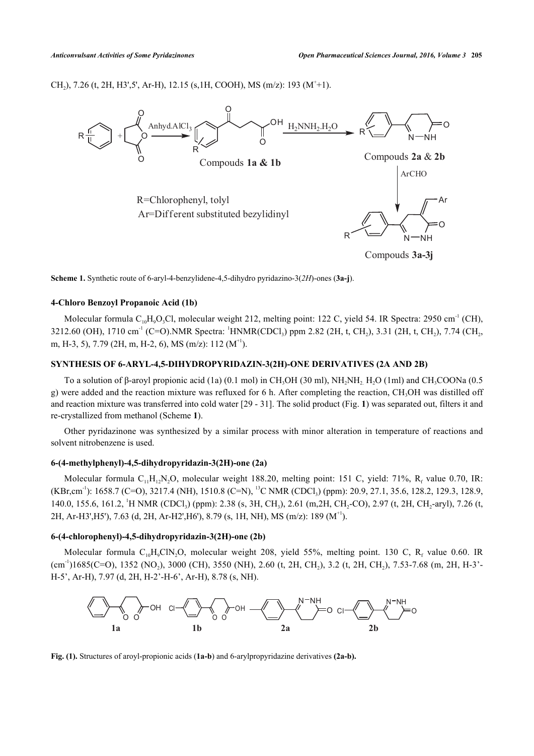$CH_2$), 7.26 (t, 2H, H3',5', Ar-H), 12.15 (s,1H, COOH), MS (m/z): 193 ($M^+$+1).

**Scheme 1.** Synthetic route of 6-aryl-4-benzylidene-4,5-dihydro pyridazino-3(*2H*)-ones (**3a-j**).

## 4-Chloro Benzoyl Propanoic Acid (1b)

Molecular formula $C_{10}H_9O_3Cl$, molecular weight 212, melting point: 122 C, yield 54. IR Spectra: 2950 $cm^{-1}$ (CH), 3212.60 (OH), 1710 $cm^{-1}$ (C=O).NMR Spectra: $^1$HNMR($CDCl_3$) ppm 2.82 (2H, t, $CH_2$), 3.31 (2H, t, $CH_2$), 7.74 ($CH_2$, m, H-3, 5), 7.79 (2H, m, H-2, 6), MS (m/z): 112 ($M^{+1}$).

## SYNTHESIS OF 6-ARYL-4,5-DIHYDROPYRIDAZIN-3(2H)-ONE DERIVATIVES (2A AND 2B)

To a solution of β-aroyl propionic acid (1a) (0.1 mol) in $CH_3OH$ (30 ml), $NH_2NH_2.H_2O$ (1ml) and $CH_3COONa$ (0.5 g) were added and the reaction mixture was refluxed for 6 h. After completing the reaction, $CH_3OH$ was distilled off and reaction mixture was transferred into cold water [29 - 31]. The solid product (Fig. **1**) was separated out, filters it and re-crystallized from methanol (Scheme **1**).

Other pyridazinone was synthesized by a similar process with minor alteration in temperature of reactions and solvent nitrobenzene is used.

### 6-(4-methylphenyl)-4,5-dihydropyridazin-3(2H)-one (2a)

Molecular formula $C_{11}H_{12}N_2O$, molecular weight 188.20, melting point: 151 C, yield: 71%, $R_f$ value 0.70, IR: (KBr,$cm^{-1}$): 1658.7 (C=O), 3217.4 (NH), 1510.8 (C=N), $^{13}$C NMR ($CDCl_3$) (ppm): 20.9, 27.1, 35.6, 128.2, 129.3, 128.9, 140.0, 155.6, 161.2, $^1$H NMR ($CDCl_3$) (ppm): 2.38 (s, 3H, $CH_3$), 2.61 (m,2H, $CH_2$-CO), 2.97 (t, 2H, $CH_2$-aryl), 7.26 (t, 2H, Ar-H3',H5'), 7.63 (d, 2H, Ar-H2',H6'), 8.79 (s, 1H, NH), MS (m/z): 189 ($M^{+1}$).

### 6-(4-chlorophenyl)-4,5-dihydropyridazin-3(2H)-one (2b)

Molecular formula $C_{10}H_9ClN_2O$, molecular weight 208, yield 55%, melting point. 130 C, $R_f$ value 0.60. IR ($cm^{-1}$)1685(C=O), 1352 ($NO_2$), 3000 (CH), 3550 (NH), 2.60 (t, 2H, $CH_2$), 3.2 (t, 2H, $CH_2$), 7.53-7.68 (m, 2H, H-3'-H-5', Ar-H), 7.97 (d, 2H, H-2'-H-6', Ar-H), 8.78 (s, NH).

**Fig. (1).** Structures of aroyl-propionic acids (**1a-b**) and 6-arylpropyridazine derivatives **(2a-b).**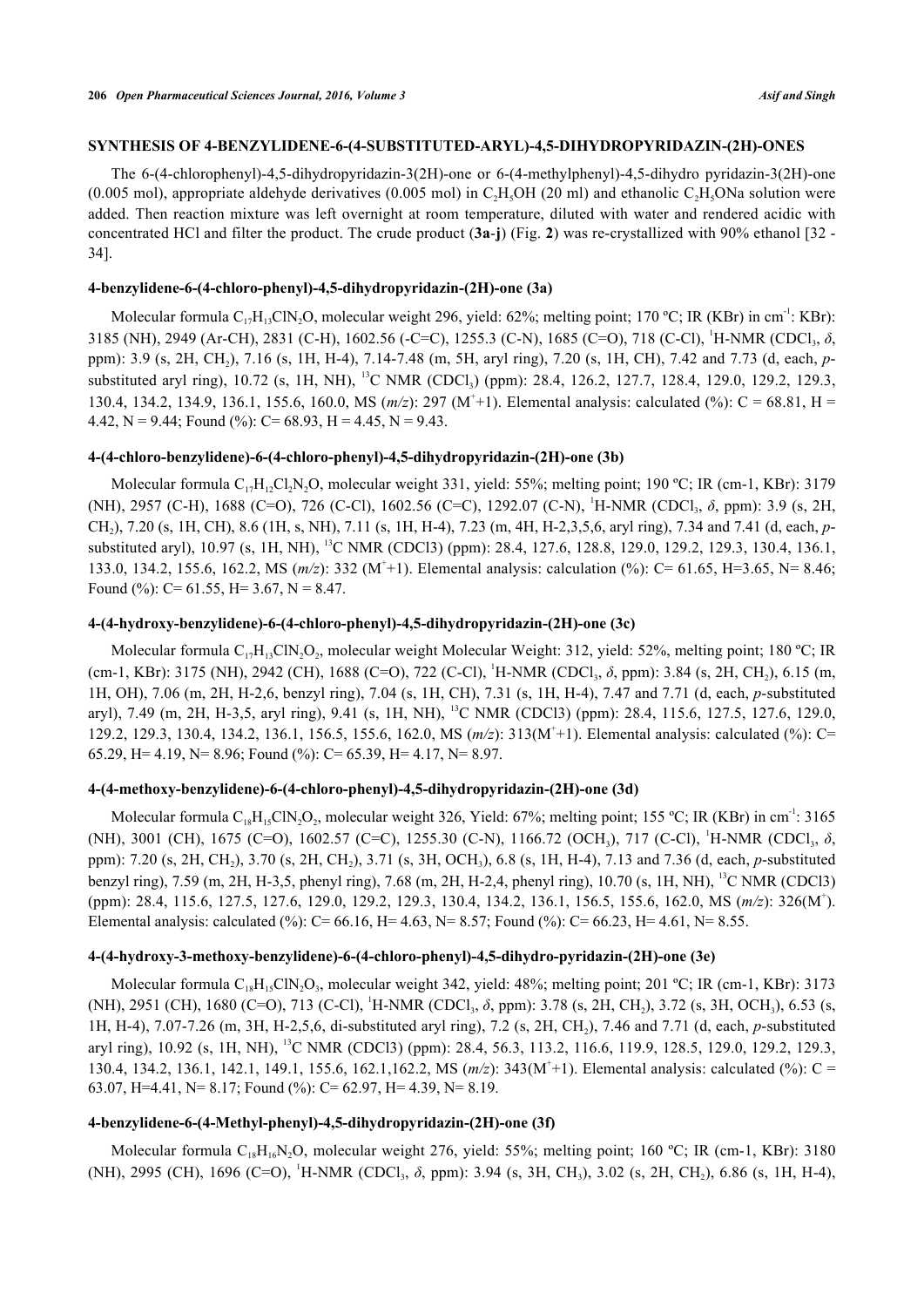### SYNTHESIS OF 4-BENZYLIDENE-6-(4-SUBSTITUTED-ARYL)-4,5-DIHYDROPYRIDAZIN-(2H)-ONES

The 6-(4-chlorophenyl)-4,5-dihydropyridazin-3(2H)-one or 6-(4-methylphenyl)-4,5-dihydro pyridazin-3(2H)-one (0.005 mol), appropriate aldehyde derivatives (0.005 mol) in $C_2H_5OH$ (20 ml) and ethanolic $C_2H_5ONa$ solution were added. Then reaction mixture was left overnight at room temperature, diluted with water and rendered acidic with concentrated HCl and filter the product. The crude product (**3a**-**j**) (Fig. **2**) was re-crystallized with 90% ethanol [32 - 34].

#### 4-benzylidene-6-(4-chloro-phenyl)-4,5-dihydropyridazin-(2H)-one (3a)

Molecular formula $C_{17}H_{13}ClN_2O$, molecular weight 296, yield: 62%; melting point; 170 ºC; IR (KBr) in $cm^{-1}$: KBr): 3185 (NH), 2949 (Ar-CH), 2831 (C-H), 1602.56 (-C=C), 1255.3 (C-N), 1685 (C=O), 718 (C-Cl), $^1$H-NMR ($CDCl_3$, *δ*, ppm): 3.9 (s, 2H, $CH_2$), 7.16 (s, 1H, H-4), 7.14-7.48 (m, 5H, aryl ring), 7.20 (s, 1H, CH), 7.42 and 7.73 (d, each, *p*-substituted aryl ring), 10.72 (s, 1H, NH), $^{13}$C NMR ($CDCl_3$) (ppm): 28.4, 126.2, 127.7, 128.4, 129.0, 129.2, 129.3, 130.4, 134.2, 134.9, 136.1, 155.6, 160.0, MS (*m/z*): 297 ($M^+$+1). Elemental analysis: calculated (%): C = 68.81, H = 4.42, N = 9.44; Found (%): C= 68.93, H = 4.45, N = 9.43.

#### 4-(4-chloro-benzylidene)-6-(4-chloro-phenyl)-4,5-dihydropyridazin-(2H)-one (3b)

Molecular formula $C_{17}H_{12}Cl_2N_2O$, molecular weight 331, yield: 55%; melting point; 190 ºC; IR (cm-1, KBr): 3179 (NH), 2957 (C-H), 1688 (C=O), 726 (C-Cl), 1602.56 (C=C), 1292.07 (C-N), $^1$H-NMR ($CDCl_3$, *δ*, ppm): 3.9 (s, 2H, $CH_2$), 7.20 (s, 1H, CH), 8.6 (1H, s, NH), 7.11 (s, 1H, H-4), 7.23 (m, 4H, H-2,3,5,6, aryl ring), 7.34 and 7.41 (d, each, *p*-substituted aryl), 10.97 (s, 1H, NH), $^{13}$C NMR (CDCl3) (ppm): 28.4, 127.6, 128.8, 129.0, 129.2, 129.3, 130.4, 136.1, 133.0, 134.2, 155.6, 162.2, MS (*m/z*): 332 ($M^+$+1). Elemental analysis: calculation (%): C= 61.65, H=3.65, N= 8.46; Found (%): C= 61.55, H= 3.67, N = 8.47.

#### 4-(4-hydroxy-benzylidene)-6-(4-chloro-phenyl)-4,5-dihydropyridazin-(2H)-one (3c)

Molecular formula $C_{17}H_{13}ClN_2O_2$, molecular weight Molecular Weight: 312, yield: 52%, melting point; 180 ºC; IR (cm-1, KBr): 3175 (NH), 2942 (CH), 1688 (C=O), 722 (C-Cl), $^1$H-NMR ($CDCl_3$, *δ*, ppm): 3.84 (s, 2H, $CH_2$), 6.15 (m, 1H, OH), 7.06 (m, 2H, H-2,6, benzyl ring), 7.04 (s, 1H, CH), 7.31 (s, 1H, H-4), 7.47 and 7.71 (d, each, *p*-substituted aryl), 7.49 (m, 2H, H-3,5, aryl ring), 9.41 (s, 1H, NH), $^{13}$C NMR (CDCl3) (ppm): 28.4, 115.6, 127.5, 127.6, 129.0, 129.2, 129.3, 130.4, 134.2, 136.1, 156.5, 155.6, 162.0, MS (*m/z*): 313($M^+$+1). Elemental analysis: calculated (%): C= 65.29, H= 4.19, N= 8.96; Found (%): C= 65.39, H= 4.17, N= 8.97.

#### 4-(4-methoxy-benzylidene)-6-(4-chloro-phenyl)-4,5-dihydropyridazin-(2H)-one (3d)

Molecular formula $C_{18}H_{15}ClN_2O_2$, molecular weight 326, Yield: 67%; melting point; 155 ºC; IR (KBr) in $cm^{-1}$: 3165 (NH), 3001 (CH), 1675 (C=O), 1602.57 (C=C), 1255.30 (C-N), 1166.72 ($OCH_3$), 717 (C-Cl), $^1$H-NMR ($CDCl_3$, *δ*, ppm): 7.20 (s, 2H, $CH_2$), 3.70 (s, 2H, $CH_2$), 3.71 (s, 3H, $OCH_3$), 6.8 (s, 1H, H-4), 7.13 and 7.36 (d, each, *p*-substituted benzyl ring), 7.59 (m, 2H, H-3,5, phenyl ring), 7.68 (m, 2H, H-2,4, phenyl ring), 10.70 (s, 1H, NH), $^{13}$C NMR (CDCl3) (ppm): 28.4, 115.6, 127.5, 127.6, 129.0, 129.2, 129.3, 130.4, 134.2, 136.1, 156.5, 155.6, 162.0, MS (*m/z*): 326($M^+$). Elemental analysis: calculated (%): C= 66.16, H= 4.63, N= 8.57; Found (%): C= 66.23, H= 4.61, N= 8.55.

#### 4-(4-hydroxy-3-methoxy-benzylidene)-6-(4-chloro-phenyl)-4,5-dihydro-pyridazin-(2H)-one (3e)

Molecular formula $C_{18}H_{15}ClN_2O_3$, molecular weight 342, yield: 48%; melting point; 201 ºC; IR (cm-1, KBr): 3173 (NH), 2951 (CH), 1680 (C=O), 713 (C-Cl), $^1$H-NMR ($CDCl_3$, *δ*, ppm): 3.78 (s, 2H, $CH_2$), 3.72 (s, 3H, $OCH_3$), 6.53 (s, 1H, H-4), 7.07-7.26 (m, 3H, H-2,5,6, di-substituted aryl ring), 7.2 (s, 2H, $CH_2$), 7.46 and 7.71 (d, each, *p*-substituted aryl ring), 10.92 (s, 1H, NH), $^{13}$C NMR (CDCl3) (ppm): 28.4, 56.3, 113.2, 116.6, 119.9, 128.5, 129.0, 129.2, 129.3, 130.4, 134.2, 136.1, 142.1, 149.1, 155.6, 162.1,162.2, MS (*m/z*): 343($M^+$+1). Elemental analysis: calculated (%): C = 63.07, H=4.41, N= 8.17; Found (%): C= 62.97, H= 4.39, N= 8.19.

#### 4-benzylidene-6-(4-Methyl-phenyl)-4,5-dihydropyridazin-(2H)-one (3f)

Molecular formula $C_{18}H_{16}N_2O$, molecular weight 276, yield: 55%; melting point; 160 ºC; IR (cm-1, KBr): 3180 (NH), 2995 (CH), 1696 (C=O), $^1$H-NMR ($CDCl_3$, *δ*, ppm): 3.94 (s, 3H, $CH_3$), 3.02 (s, 2H, $CH_2$), 6.86 (s, 1H, H-4),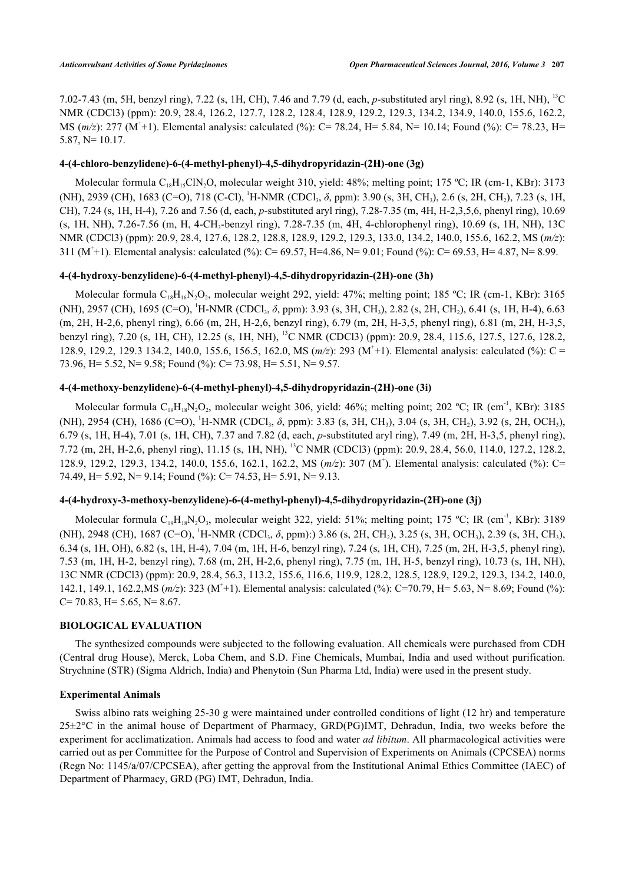7.02-7.43 (m, 5H, benzyl ring), 7.22 (s, 1H, CH), 7.46 and 7.79 (d, each, *p*-substituted aryl ring), 8.92 (s, 1H, NH), $^{13}$C NMR (CDCl3) (ppm): 20.9, 28.4, 126.2, 127.7, 128.2, 128.4, 128.9, 129.2, 129.3, 134.2, 134.9, 140.0, 155.6, 162.2, MS (*m/z*): 277 (M$^{+}$+1). Elemental analysis: calculated (%): C= 78.24, H= 5.84, N= 10.14; Found (%): C= 78.23, H= 5.87, N= 10.17.

### 4-(4-chloro-benzylidene)-6-(4-methyl-phenyl)-4,5-dihydropyridazin-(2H)-one (3g)

Molecular formula $C_{18}H_{15}ClN_2O$, molecular weight 310, yield: 48%; melting point; 175 ºC; IR (cm-1, KBr): 3173 (NH), 2939 (CH), 1683 (C=O), 718 (C-Cl), $^{1}$H-NMR (CDCl$_3$, *δ*, ppm): 3.90 (s, 3H, CH$_3$), 2.6 (s, 2H, CH$_2$), 7.23 (s, 1H, CH), 7.24 (s, 1H, H-4), 7.26 and 7.56 (d, each, *p*-substituted aryl ring), 7.28-7.35 (m, 4H, H-2,3,5,6, phenyl ring), 10.69 (s, 1H, NH), 7.26-7.56 (m, H, 4-CH$_3$-benzyl ring), 7.28-7.35 (m, 4H, 4-chlorophenyl ring), 10.69 (s, 1H, NH), 13C NMR (CDCl3) (ppm): 20.9, 28.4, 127.6, 128.2, 128.8, 128.9, 129.2, 129.3, 133.0, 134.2, 140.0, 155.6, 162.2, MS (*m/z*): 311 (M$^{+}$+1). Elemental analysis: calculated (%): C= 69.57, H=4.86, N= 9.01; Found (%): C= 69.53, H= 4.87, N= 8.99.

### 4-(4-hydroxy-benzylidene)-6-(4-methyl-phenyl)-4,5-dihydropyridazin-(2H)-one (3h)

Molecular formula $C_{18}H_{16}N_2O_2$, molecular weight 292, yield: 47%; melting point; 185 ºC; IR (cm-1, KBr): 3165 (NH), 2957 (CH), 1695 (C=O), $^{1}$H-NMR (CDCl$_3$, *δ*, ppm): 3.93 (s, 3H, CH$_3$), 2.82 (s, 2H, CH$_2$), 6.41 (s, 1H, H-4), 6.63 (m, 2H, H-2,6, phenyl ring), 6.66 (m, 2H, H-2,6, benzyl ring), 6.79 (m, 2H, H-3,5, phenyl ring), 6.81 (m, 2H, H-3,5, benzyl ring), 7.20 (s, 1H, CH), 12.25 (s, 1H, NH), $^{13}$C NMR (CDCl3) (ppm): 20.9, 28.4, 115.6, 127.5, 127.6, 128.2, 128.9, 129.2, 129.3 134.2, 140.0, 155.6, 156.5, 162.0, MS (*m/z*): 293 (M$^{+}$+1). Elemental analysis: calculated (%): C = 73.96, H= 5.52, N= 9.58; Found (%): C= 73.98, H= 5.51, N= 9.57.

### 4-(4-methoxy-benzylidene)-6-(4-methyl-phenyl)-4,5-dihydropyridazin-(2H)-one (3i)

Molecular formula $C_{19}H_{18}N_2O_2$, molecular weight 306, yield: 46%; melting point; 202 ºC; IR (cm$^{-1}$, KBr): 3185 (NH), 2954 (CH), 1686 (C=O), $^{1}$H-NMR (CDCl$_3$, *δ*, ppm): 3.83 (s, 3H, CH$_3$), 3.04 (s, 3H, CH$_2$), 3.92 (s, 2H, OCH$_3$), 6.79 (s, 1H, H-4), 7.01 (s, 1H, CH), 7.37 and 7.82 (d, each, *p*-substituted aryl ring), 7.49 (m, 2H, H-3,5, phenyl ring), 7.72 (m, 2H, H-2,6, phenyl ring), 11.15 (s, 1H, NH), $^{13}$C NMR (CDCl3) (ppm): 20.9, 28.4, 56.0, 114.0, 127.2, 128.2, 128.9, 129.2, 129.3, 134.2, 140.0, 155.6, 162.1, 162.2, MS (*m/z*): 307 (M$^{+}$). Elemental analysis: calculated (%): C= 74.49, H= 5.92, N= 9.14; Found (%): C= 74.53, H= 5.91, N= 9.13.

### 4-(4-hydroxy-3-methoxy-benzylidene)-6-(4-methyl-phenyl)-4,5-dihydropyridazin-(2H)-one (3j)

Molecular formula $C_{19}H_{18}N_2O_3$, molecular weight 322, yield: 51%; melting point; 175 ºC; IR (cm$^{-1}$, KBr): 3189 (NH), 2948 (CH), 1687 (C=O), $^{1}$H-NMR (CDCl$_3$, *δ*, ppm):) 3.86 (s, 2H, CH$_2$), 3.25 (s, 3H, OCH$_3$), 2.39 (s, 3H, CH$_3$), 6.34 (s, 1H, OH), 6.82 (s, 1H, H-4), 7.04 (m, 1H, H-6, benzyl ring), 7.24 (s, 1H, CH), 7.25 (m, 2H, H-3,5, phenyl ring), 7.53 (m, 1H, H-2, benzyl ring), 7.68 (m, 2H, H-2,6, phenyl ring), 7.75 (m, 1H, H-5, benzyl ring), 10.73 (s, 1H, NH), 13C NMR (CDCl3) (ppm): 20.9, 28.4, 56.3, 113.2, 155.6, 116.6, 119.9, 128.2, 128.5, 128.9, 129.2, 129.3, 134.2, 140.0, 142.1, 149.1, 162.2,MS (*m/z*): 323 (M$^{+}$+1). Elemental analysis: calculated (%): C=70.79, H= 5.63, N= 8.69; Found (%): C= 70.83, H= 5.65, N= 8.67.

## BIOLOGICAL EVALUATION

The synthesized compounds were subjected to the following evaluation. All chemicals were purchased from CDH (Central drug House), Merck, Loba Chem, and S.D. Fine Chemicals, Mumbai, India and used without purification. Strychnine (STR) (Sigma Aldrich, India) and Phenytoin (Sun Pharma Ltd, India) were used in the present study.

### Experimental Animals

Swiss albino rats weighing 25-30 g were maintained under controlled conditions of light (12 hr) and temperature 25±2°C in the animal house of Department of Pharmacy, GRD(PG)IMT, Dehradun, India, two weeks before the experiment for acclimatization. Animals had access to food and water *ad libitum*. All pharmacological activities were carried out as per Committee for the Purpose of Control and Supervision of Experiments on Animals (CPCSEA) norms (Regn No: 1145/a/07/CPCSEA), after getting the approval from the Institutional Animal Ethics Committee (IAEC) of Department of Pharmacy, GRD (PG) IMT, Dehradun, India.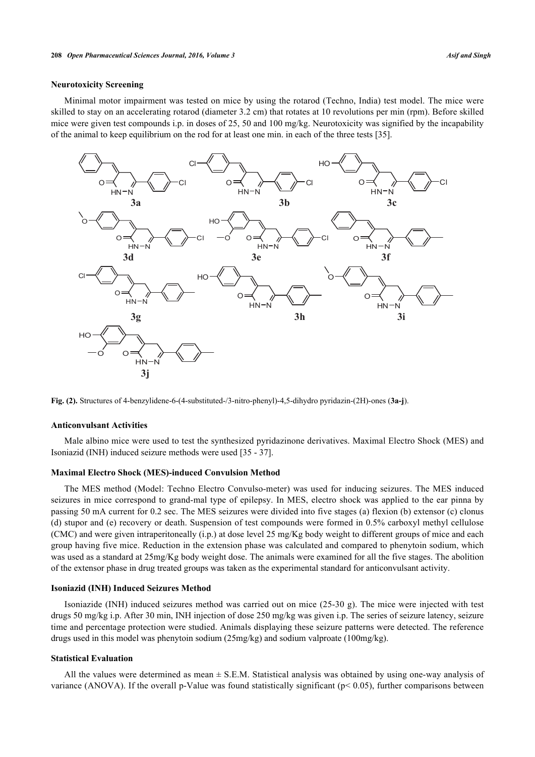### Neurotoxicity Screening

Minimal motor impairment was tested on mice by using the rotarod (Techno, India) test model. The mice were skilled to stay on an accelerating rotarod (diameter 3.2 cm) that rotates at 10 revolutions per min (rpm). Before skilled mice were given test compounds i.p. in doses of 25, 50 and 100 mg/kg. Neurotoxicity was signified by the incapability of the animal to keep equilibrium on the rod for at least one min. in each of the three tests [35].

**Fig. (2).** Structures of 4-benzylidene-6-(4-substituted-/3-nitro-phenyl)-4,5-dihydro pyridazin-(2H)-ones (**3a-j**).

### Anticonvulsant Activities

Male albino mice were used to test the synthesized pyridazinone derivatives. Maximal Electro Shock (MES) and Isoniazid (INH) induced seizure methods were used [35 - 37].

### Maximal Electro Shock (MES)-induced Convulsion Method

The MES method (Model: Techno Electro Convulso-meter) was used for inducing seizures. The MES induced seizures in mice correspond to grand-mal type of epilepsy. In MES, electro shock was applied to the ear pinna by passing 50 mA current for 0.2 sec. The MES seizures were divided into five stages (a) flexion (b) extensor (c) clonus (d) stupor and (e) recovery or death. Suspension of test compounds were formed in 0.5% carboxyl methyl cellulose (CMC) and were given intraperitoneally (i.p.) at dose level 25 mg/Kg body weight to different groups of mice and each group having five mice. Reduction in the extension phase was calculated and compared to phenytoin sodium, which was used as a standard at 25mg/Kg body weight dose. The animals were examined for all the five stages. The abolition of the extensor phase in drug treated groups was taken as the experimental standard for anticonvulsant activity.

### Isoniazid (INH) Induced Seizures Method

Isoniazide (INH) induced seizures method was carried out on mice (25-30 g). The mice were injected with test drugs 50 mg/kg i.p. After 30 min, INH injection of dose 250 mg/kg was given i.p. The series of seizure latency, seizure time and percentage protection were studied. Animals displaying these seizure patterns were detected. The reference drugs used in this model was phenytoin sodium (25mg/kg) and sodium valproate (100mg/kg).

### Statistical Evaluation

All the values were determined as mean ± S.E.M. Statistical analysis was obtained by using one-way analysis of variance (ANOVA). If the overall p-Value was found statistically significant ($p < 0.05$), further comparisons between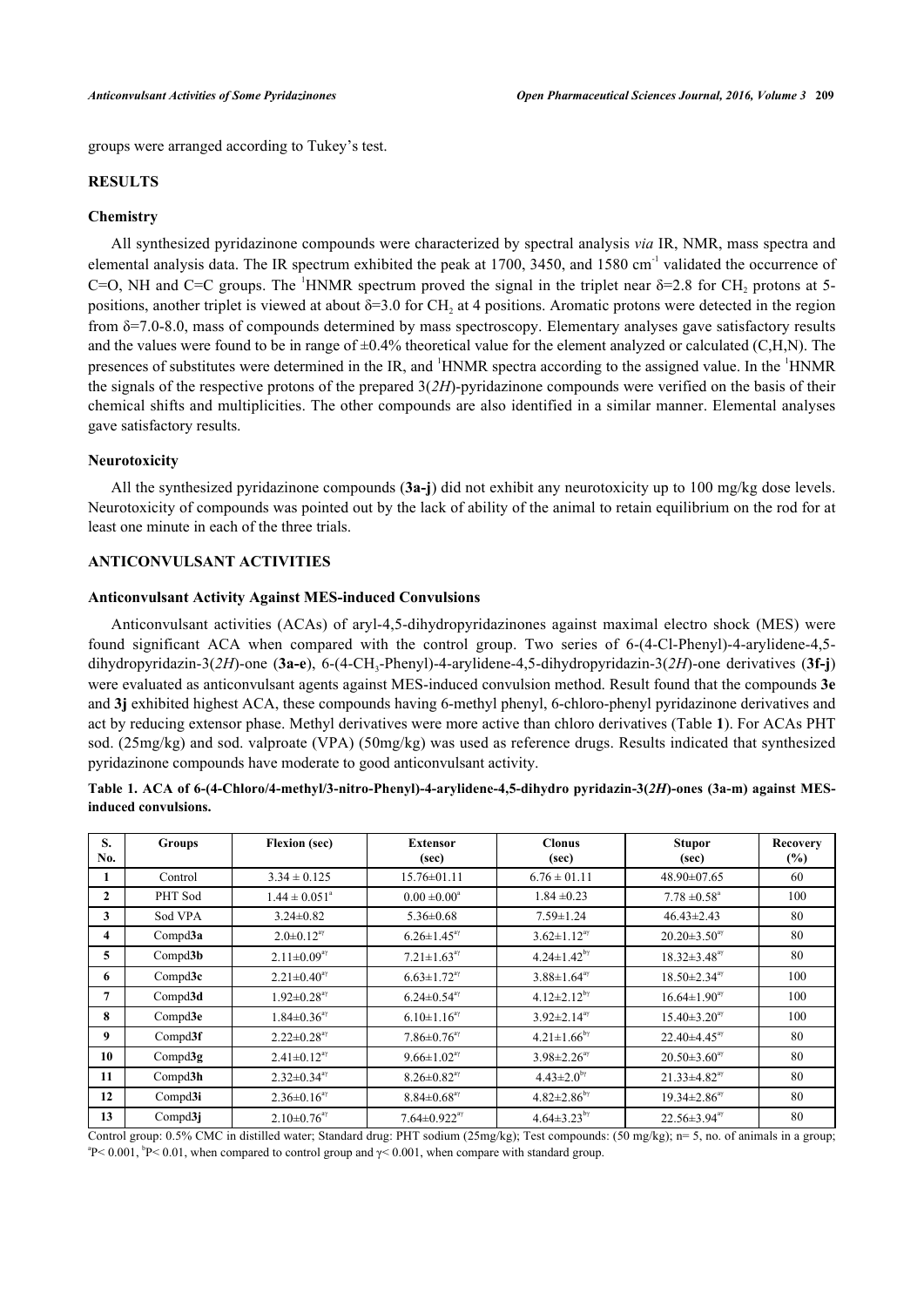groups were arranged according to Tukey's test.

## RESULTS

### Chemistry

All synthesized pyridazinone compounds were characterized by spectral analysis *via* IR, NMR, mass spectra and elemental analysis data. The IR spectrum exhibited the peak at 1700, 3450, and 1580 $cm^{-1}$ validated the occurrence of C=O, NH and C=C groups. The $^{1}$HNMR spectrum proved the signal in the triplet near δ=2.8 for $CH_2$ protons at 5-positions, another triplet is viewed at about δ=3.0 for $CH_2$ at 4 positions. Aromatic protons were detected in the region from δ=7.0-8.0, mass of compounds determined by mass spectroscopy. Elementary analyses gave satisfactory results and the values were found to be in range of ±0.4% theoretical value for the element analyzed or calculated (C,H,N). The presences of substitutes were determined in the IR, and $^{1}$HNMR spectra according to the assigned value. In the $^{1}$HNMR the signals of the respective protons of the prepared 3(*2H*)-pyridazinone compounds were verified on the basis of their chemical shifts and multiplicities. The other compounds are also identified in a similar manner. Elemental analyses gave satisfactory results.

### Neurotoxicity

All the synthesized pyridazinone compounds (**3a-j**) did not exhibit any neurotoxicity up to 100 mg/kg dose levels. Neurotoxicity of compounds was pointed out by the lack of ability of the animal to retain equilibrium on the rod for at least one minute in each of the three trials.

## ANTICONVULSANT ACTIVITIES

### Anticonvulsant Activity Against MES-induced Convulsions

Anticonvulsant activities (ACAs) of aryl-4,5-dihydropyridazinones against maximal electro shock (MES) were found significant ACA when compared with the control group. Two series of 6-(4-Cl-Phenyl)-4-arylidene-4,5-dihydropyridazin-3(*2H*)-one (**3a-e**), 6-(4-$CH_3$-Phenyl)-4-arylidene-4,5-dihydropyridazin-3(*2H*)-one derivatives (**3f-j**) were evaluated as anticonvulsant agents against MES-induced convulsion method. Result found that the compounds **3e** and **3j** exhibited highest ACA, these compounds having 6-methyl phenyl, 6-chloro-phenyl pyridazinone derivatives and act by reducing extensor phase. Methyl derivatives were more active than chloro derivatives (Table **1**). For ACAs PHT sod. (25mg/kg) and sod. valproate (VPA) (50mg/kg) was used as reference drugs. Results indicated that synthesized pyridazinone compounds have moderate to good anticonvulsant activity.

**Table 1. ACA of 6-(4-Chloro/4-methyl/3-nitro-Phenyl)-4-arylidene-4,5-dihydro pyridazin-3(*2H*)-ones (3a-m) against MES-induced convulsions.**

| S. No. | Groups | Flexion (sec) | Extensor (sec) | Clonus (sec) | Stupor (sec) | Recovery (%) |
|---|---|---|---|---|---|---|
| 1 | Control | 3.34 ± 0.125 | 15.76±01.11 | 6.76 ± 01.11 | 48.90±07.65 | 60 |
| 2 | PHT Sod | 1.44 ± 0.051$^{a}$ | 0.00 ±0.00$^{a}$ | 1.84 ±0.23 | 7.78 ±0.58$^{a}$ | 100 |
| 3 | Sod VPA | 3.24±0.82 | 5.36±0.68 | 7.59±1.24 | 46.43±2.43 | 80 |
| 4 | Compd**3a** | 2.0±0.12$^{a\gamma}$ | 6.26±1.45$^{a\gamma}$ | 3.62±1.12$^{a\gamma}$ | 20.20±3.50$^{a\gamma}$ | 80 |
| 5 | Compd**3b** | 2.11±0.09$^{a\gamma}$ | 7.21±1.63$^{a\gamma}$ | 4.24±1.42$^{b\gamma}$ | 18.32±3.48$^{a\gamma}$ | 80 |
| 6 | Compd**3c** | 2.21±0.40$^{a\gamma}$ | 6.63±1.72$^{a\gamma}$ | 3.88±1.64$^{a\gamma}$ | 18.50±2.34$^{a\gamma}$ | 100 |
| 7 | Compd**3d** | 1.92±0.28$^{a\gamma}$ | 6.24±0.54$^{a\gamma}$ | 4.12±2.12$^{b\gamma}$ | 16.64±1.90$^{a\gamma}$ | 100 |
| 8 | Compd**3e** | 1.84±0.36$^{a\gamma}$ | 6.10±1.16$^{a\gamma}$ | 3.92±2.14$^{a\gamma}$ | 15.40±3.20$^{a\gamma}$ | 100 |
| 9 | Compd**3f** | 2.22±0.28$^{a\gamma}$ | 7.86±0.76$^{a\gamma}$ | 4.21±1.66$^{b\gamma}$ | 22.40±4.45$^{a\gamma}$ | 80 |
| 10 | Compd**3g** | 2.41±0.12$^{a\gamma}$ | 9.66±1.02$^{a\gamma}$ | 3.98±2.26$^{a\gamma}$ | 20.50±3.60$^{a\gamma}$ | 80 |
| 11 | Compd**3h** | 2.32±0.34$^{a\gamma}$ | 8.26±0.82$^{a\gamma}$ | 4.43±2.0$^{b\gamma}$ | 21.33±4.82$^{a\gamma}$ | 80 |
| 12 | Compd**3i** | 2.36±0.16$^{a\gamma}$ | 8.84±0.68$^{a\gamma}$ | 4.82±2.86$^{b\gamma}$ | 19.34±2.86$^{a\gamma}$ | 80 |
| 13 | Compd**3j** | 2.10±0.76$^{a\gamma}$ | 7.64±0.922$^{a\gamma}$ | 4.64±3.23$^{b\gamma}$ | 22.56±3.94$^{a\gamma}$ | 80 |

Control group: 0.5% CMC in distilled water; Standard drug: PHT sodium (25mg/kg); Test compounds: (50 mg/kg); n= 5, no. of animals in a group; $^{a}P< 0.001$, $^{b}P< 0.01$, when compared to control group and $\gamma< 0.001$, when compare with standard group.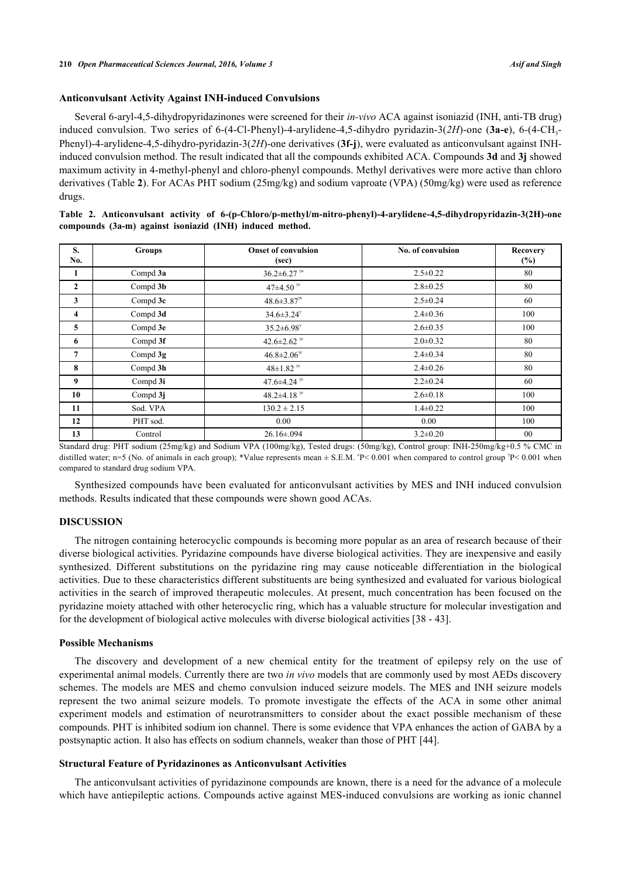### Anticonvulsant Activity Against INH-induced Convulsions

Several 6-aryl-4,5-dihydropyridazinones were screened for their *in-vivo* ACA against isoniazid (INH, anti-TB drug) induced convulsion. Two series of 6-(4-Cl-Phenyl)-4-arylidene-4,5-dihydro pyridazin-3(*2H*)-one (**3a-e**), 6-(4-$CH_3$-Phenyl)-4-arylidene-4,5-dihydro-pyridazin-3(*2H*)-one derivatives (**3f-j**), were evaluated as anticonvulsant against INH-induced convulsion method. The result indicated that all the compounds exhibited ACA. Compounds **3d** and **3j** showed maximum activity in 4-methyl-phenyl and chloro-phenyl compounds. Methyl derivatives were more active than chloro derivatives (Table **2**). For ACAs PHT sodium (25mg/kg) and sodium vaproate (VPA) (50mg/kg) were used as reference drugs.

**Table 2. Anticonvulsant activity of 6-(p-Chloro/p-methyl/m-nitro-phenyl)-4-arylidene-4,5-dihydropyridazin-3(2H)-one compounds (3a-m) against isoniazid (INH) induced method.**

| S. No. | Groups | Onset of convulsion (sec) | No. of convulsion | Recovery (%) |
|---|---|---|---|---|
| 1 | Compd **3a** | 36.2±6.27 [γa] | 2.5±0.22 | 80 |
| 2 | Compd **3b** | 47±4.50 [γc] | 2.8±0.25 | 80 |
| 3 | Compd **3c** | 48.6±3.87[γc] | 2.5±0.24 | 60 |
| 4 | Compd **3d** | 34.6±3.24[γ] | 2.4±0.36 | 100 |
| 5 | Compd **3e** | 35.2±6.98[γ] | 2.6±0.35 | 100 |
| 6 | Compd **3f** | 42.6±2.62 [γc] | 2.0±0.32 | 80 |
| 7 | Compd **3g** | 46.8±2.06[γc] | 2.4±0.34 | 80 |
| 8 | Compd **3h** | 48±1.82 [γc] | 2.4±0.26 | 80 |
| 9 | Compd **3i** | 47.6±4.24 [γc] | 2.2±0.24 | 60 |
| 10 | Compd **3j** | 48.2±4.18 [γc] | 2.6±0.18 | 100 |
| 11 | Sod. VPA | 130.2 ± 2.15 | 1.4±0.22 | 100 |
| 12 | PHT sod. | 0.00 | 0.00 | 100 |
| 13 | Control | 26.16±.094 | 3.2±0.20 | 00 |

Standard drug: PHT sodium (25mg/kg) and Sodium VPA (100mg/kg), Tested drugs: (50mg/kg), Control group: INH-250mg/kg+0.5 % CMC in distilled water; n=5 (No. of animals in each group); *Value represents mean ± S.E.M. [c]P< 0.001 when compared to control group [γ]P< 0.001 when compared to standard drug sodium VPA.

Synthesized compounds have been evaluated for anticonvulsant activities by MES and INH induced convulsion methods. Results indicated that these compounds were shown good ACAs.

## DISCUSSION

The nitrogen containing heterocyclic compounds is becoming more popular as an area of research because of their diverse biological activities. Pyridazine compounds have diverse biological activities. They are inexpensive and easily synthesized. Different substitutions on the pyridazine ring may cause noticeable differentiation in the biological activities. Due to these characteristics different substituents are being synthesized and evaluated for various biological activities in the search of improved therapeutic molecules. At present, much concentration has been focused on the pyridazine moiety attached with other heterocyclic ring, which has a valuable structure for molecular investigation and for the development of biological active molecules with diverse biological activities [38 - 43].

### Possible Mechanisms

The discovery and development of a new chemical entity for the treatment of epilepsy rely on the use of experimental animal models. Currently there are two *in vivo* models that are commonly used by most AEDs discovery schemes. The models are MES and chemo convulsion induced seizure models. The MES and INH seizure models represent the two animal seizure models. To promote investigate the effects of the ACA in some other animal experiment models and estimation of neurotransmitters to consider about the exact possible mechanism of these compounds. PHT is inhibited sodium ion channel. There is some evidence that VPA enhances the action of GABA by a postsynaptic action. It also has effects on sodium channels, weaker than those of PHT [44].

### Structural Feature of Pyridazinones as Anticonvulsant Activities

The anticonvulsant activities of pyridazinone compounds are known, there is a need for the advance of a molecule which have antiepileptic actions. Compounds active against MES-induced convulsions are working as ionic channel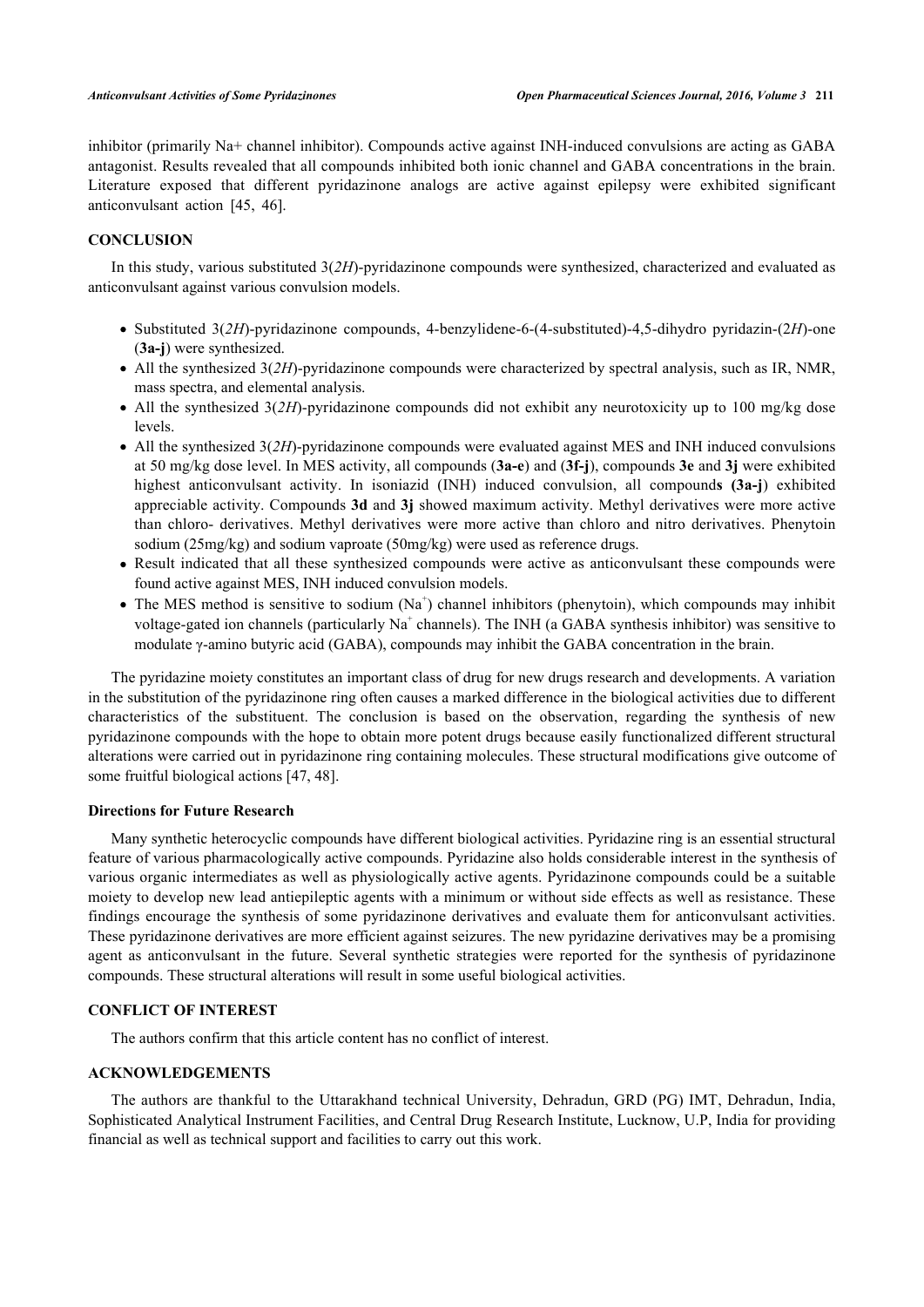inhibitor (primarily Na+ channel inhibitor). Compounds active against INH-induced convulsions are acting as GABA antagonist. Results revealed that all compounds inhibited both ionic channel and GABA concentrations in the brain. Literature exposed that different pyridazinone analogs are active against epilepsy were exhibited significant anticonvulsant action [45, 46].

## CONCLUSION

In this study, various substituted 3(*2H*)-pyridazinone compounds were synthesized, characterized and evaluated as anticonvulsant against various convulsion models.

- Substituted 3(*2H*)-pyridazinone compounds, 4-benzylidene-6-(4-substituted)-4,5-dihydro pyridazin-(*2H*)-one (**3a-j**) were synthesized.
- All the synthesized 3(*2H*)-pyridazinone compounds were characterized by spectral analysis, such as IR, NMR, mass spectra, and elemental analysis.
- All the synthesized 3(*2H*)-pyridazinone compounds did not exhibit any neurotoxicity up to 100 mg/kg dose levels.
- All the synthesized 3(*2H*)-pyridazinone compounds were evaluated against MES and INH induced convulsions at 50 mg/kg dose level. In MES activity, all compounds (**3a-e**) and (**3f-j**), compounds **3e** and **3j** were exhibited highest anticonvulsant activity. In isoniazid (INH) induced convulsion, all compound**s (3a-j**) exhibited appreciable activity. Compounds **3d** and **3j** showed maximum activity. Methyl derivatives were more active than chloro- derivatives. Methyl derivatives were more active than chloro and nitro derivatives. Phenytoin sodium (25mg/kg) and sodium vaproate (50mg/kg) were used as reference drugs.
- Result indicated that all these synthesized compounds were active as anticonvulsant these compounds were found active against MES, INH induced convulsion models.
- The MES method is sensitive to sodium ($Na^+$) channel inhibitors (phenytoin), which compounds may inhibit voltage-gated ion channels (particularly $Na^+$ channels). The INH (a GABA synthesis inhibitor) was sensitive to modulate γ-amino butyric acid (GABA), compounds may inhibit the GABA concentration in the brain.

The pyridazine moiety constitutes an important class of drug for new drugs research and developments. A variation in the substitution of the pyridazinone ring often causes a marked difference in the biological activities due to different characteristics of the substituent. The conclusion is based on the observation, regarding the synthesis of new pyridazinone compounds with the hope to obtain more potent drugs because easily functionalized different structural alterations were carried out in pyridazinone ring containing molecules. These structural modifications give outcome of some fruitful biological actions [47, 48].

### Directions for Future Research

Many synthetic heterocyclic compounds have different biological activities. Pyridazine ring is an essential structural feature of various pharmacologically active compounds. Pyridazine also holds considerable interest in the synthesis of various organic intermediates as well as physiologically active agents. Pyridazinone compounds could be a suitable moiety to develop new lead antiepileptic agents with a minimum or without side effects as well as resistance. These findings encourage the synthesis of some pyridazinone derivatives and evaluate them for anticonvulsant activities. These pyridazinone derivatives are more efficient against seizures. The new pyridazine derivatives may be a promising agent as anticonvulsant in the future. Several synthetic strategies were reported for the synthesis of pyridazinone compounds. These structural alterations will result in some useful biological activities.

## CONFLICT OF INTEREST

The authors confirm that this article content has no conflict of interest.

## ACKNOWLEDGEMENTS

The authors are thankful to the Uttarakhand technical University, Dehradun, GRD (PG) IMT, Dehradun, India, Sophisticated Analytical Instrument Facilities, and Central Drug Research Institute, Lucknow, U.P, India for providing financial as well as technical support and facilities to carry out this work.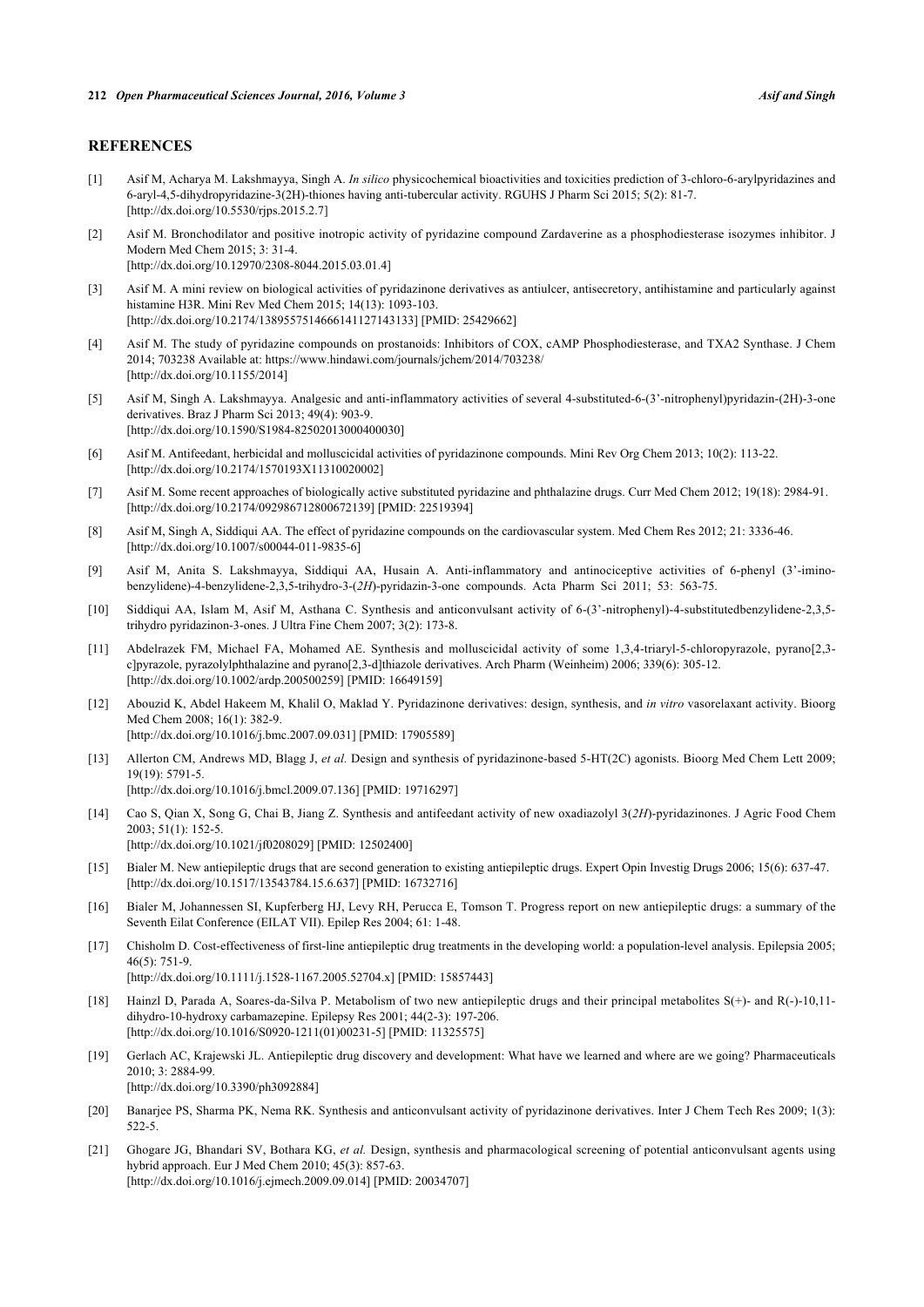## REFERENCES

[1] Asif M, Acharya M. Lakshmayya, Singh A. *In silico* physicochemical bioactivities and toxicities prediction of 3-chloro-6-arylpyridazines and 6-aryl-4,5-dihydropyridazine-3(2H)-thiones having anti-tubercular activity. RGUHS J Pharm Sci 2015; 5(2): 81-7. [http://dx.doi.org/10.5530/rjps.2015.2.7]

[2] Asif M. Bronchodilator and positive inotropic activity of pyridazine compound Zardaverine as a phosphodiesterase isozymes inhibitor. J Modern Med Chem 2015; 3: 31-4. [http://dx.doi.org/10.12970/2308-8044.2015.03.01.4]

[3] Asif M. A mini review on biological activities of pyridazinone derivatives as antiulcer, antisecretory, antihistamine and particularly against histamine H3R. Mini Rev Med Chem 2015; 14(13): 1093-103. [http://dx.doi.org/10.2174/1389557514666141127143133] [PMID: 25429662]

[4] Asif M. The study of pyridazine compounds on prostanoids: Inhibitors of COX, cAMP Phosphodiesterase, and TXA2 Synthase. J Chem 2014; 703238 Available at: https://www.hindawi.com/journals/jchem/2014/703238/ [http://dx.doi.org/10.1155/2014]

[5] Asif M, Singh A. Lakshmayya. Analgesic and anti-inflammatory activities of several 4-substituted-6-(3'-nitrophenyl)pyridazin-(2H)-3-one derivatives. Braz J Pharm Sci 2013; 49(4): 903-9. [http://dx.doi.org/10.1590/S1984-82502013000400030]

[6] Asif M. Antifeedant, herbicidal and molluscicidal activities of pyridazinone compounds. Mini Rev Org Chem 2013; 10(2): 113-22. [http://dx.doi.org/10.2174/1570193X11310020002]

[7] Asif M. Some recent approaches of biologically active substituted pyridazine and phthalazine drugs. Curr Med Chem 2012; 19(18): 2984-91. [http://dx.doi.org/10.2174/092986712800672139] [PMID: 22519394]

[8] Asif M, Singh A, Siddiqui AA. The effect of pyridazine compounds on the cardiovascular system. Med Chem Res 2012; 21: 3336-46. [http://dx.doi.org/10.1007/s00044-011-9835-6]

[9] Asif M, Anita S. Lakshmayya, Siddiqui AA, Husain A. Anti-inflammatory and antinociceptive activities of 6-phenyl (3'-imino-benzylidene)-4-benzylidene-2,3,5-trihydro-3-(*2H*)-pyridazin-3-one compounds. Acta Pharm Sci 2011; 53: 563-75.

[10] Siddiqui AA, Islam M, Asif M, Asthana C. Synthesis and anticonvulsant activity of 6-(3'-nitrophenyl)-4-substitutedbenzylidene-2,3,5-trihydro pyridazinon-3-ones. J Ultra Fine Chem 2007; 3(2): 173-8.

[11] Abdelrazek FM, Michael FA, Mohamed AE. Synthesis and molluscicidal activity of some 1,3,4-triaryl-5-chloropyrazole, pyrano[2,3-c]pyrazole, pyrazolylphthalazine and pyrano[2,3-d]thiazole derivatives. Arch Pharm (Weinheim) 2006; 339(6): 305-12. [http://dx.doi.org/10.1002/ardp.200500259] [PMID: 16649159]

[12] Abouzid K, Abdel Hakeem M, Khalil O, Maklad Y. Pyridazinone derivatives: design, synthesis, and *in vitro* vasorelaxant activity. Bioorg Med Chem 2008; 16(1): 382-9. [http://dx.doi.org/10.1016/j.bmc.2007.09.031] [PMID: 17905589]

[13] Allerton CM, Andrews MD, Blagg J, *et al.* Design and synthesis of pyridazinone-based 5-HT(2C) agonists. Bioorg Med Chem Lett 2009; 19(19): 5791-5. [http://dx.doi.org/10.1016/j.bmcl.2009.07.136] [PMID: 19716297]

[14] Cao S, Qian X, Song G, Chai B, Jiang Z. Synthesis and antifeedant activity of new oxadiazolyl 3(*2H*)-pyridazinones. J Agric Food Chem 2003; 51(1): 152-5. [http://dx.doi.org/10.1021/jf0208029] [PMID: 12502400]

[15] Bialer M. New antiepileptic drugs that are second generation to existing antiepileptic drugs. Expert Opin Investig Drugs 2006; 15(6): 637-47. [http://dx.doi.org/10.1517/13543784.15.6.637] [PMID: 16732716]

[16] Bialer M, Johannessen SI, Kupferberg HJ, Levy RH, Perucca E, Tomson T. Progress report on new antiepileptic drugs: a summary of the Seventh Eilat Conference (EILAT VII). Epilep Res 2004; 61: 1-48.

[17] Chisholm D. Cost-effectiveness of first-line antiepileptic drug treatments in the developing world: a population-level analysis. Epilepsia 2005; 46(5): 751-9. [http://dx.doi.org/10.1111/j.1528-1167.2005.52704.x] [PMID: 15857443]

[18] Hainzl D, Parada A, Soares-da-Silva P. Metabolism of two new antiepileptic drugs and their principal metabolites S(+)- and R(-)-10,11-dihydro-10-hydroxy carbamazepine. Epilepsy Res 2001; 44(2-3): 197-206. [http://dx.doi.org/10.1016/S0920-1211(01)00231-5] [PMID: 11325575]

[19] Gerlach AC, Krajewski JL. Antiepileptic drug discovery and development: What have we learned and where are we going? Pharmaceuticals 2010; 3: 2884-99. [http://dx.doi.org/10.3390/ph3092884]

[20] Banarjee PS, Sharma PK, Nema RK. Synthesis and anticonvulsant activity of pyridazinone derivatives. Inter J Chem Tech Res 2009; 1(3): 522-5.

[21] Ghogare JG, Bhandari SV, Bothara KG, *et al.* Design, synthesis and pharmacological screening of potential anticonvulsant agents using hybrid approach. Eur J Med Chem 2010; 45(3): 857-63. [http://dx.doi.org/10.1016/j.ejmech.2009.09.014] [PMID: 20034707]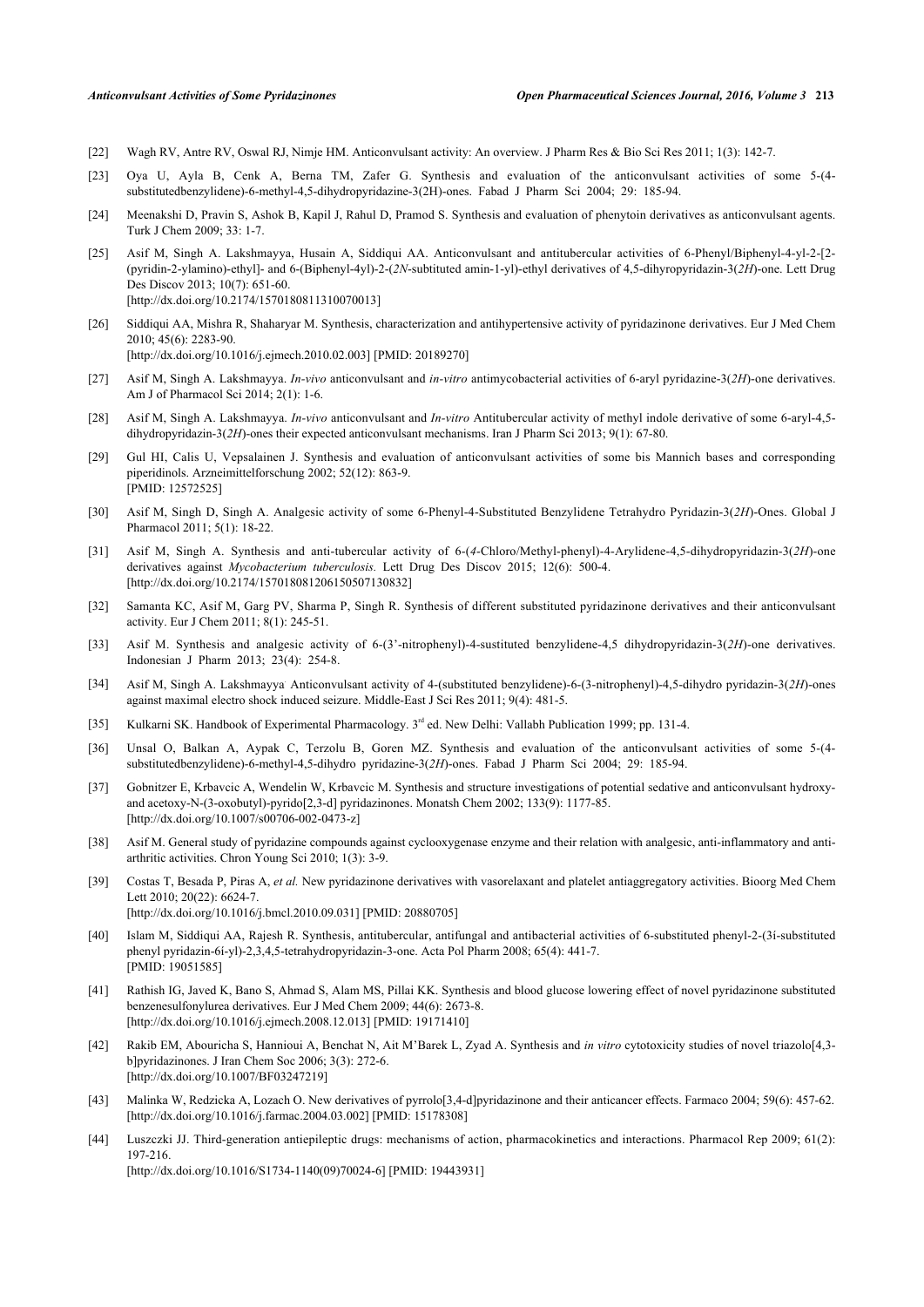[22] Wagh RV, Antre RV, Oswal RJ, Nimje HM. Anticonvulsant activity: An overview. J Pharm Res & Bio Sci Res 2011; 1(3): 142-7.

[23] Oya U, Ayla B, Cenk A, Berna TM, Zafer G. Synthesis and evaluation of the anticonvulsant activities of some 5-(4-substitutedbenzylidene)-6-methyl-4,5-dihydropyridazine-3(2H)-ones. Fabad J Pharm Sci 2004; 29: 185-94.

[24] Meenakshi D, Pravin S, Ashok B, Kapil J, Rahul D, Pramod S. Synthesis and evaluation of phenytoin derivatives as anticonvulsant agents. Turk J Chem 2009; 33: 1-7.

[25] Asif M, Singh A. Lakshmayya, Husain A, Siddiqui AA. Anticonvulsant and antitubercular activities of 6-Phenyl/Biphenyl-4-yl-2-[2-(pyridin-2-ylamino)-ethyl]- and 6-(Biphenyl-4yl)-2-(*2N*-subtituted amin-1-yl)-ethyl derivatives of 4,5-dihyropyridazin-3(*2H*)-one. Lett Drug Des Discov 2013; 10(7): 651-60.
[http://dx.doi.org/10.2174/1570180811310070013]

[26] Siddiqui AA, Mishra R, Shaharyar M. Synthesis, characterization and antihypertensive activity of pyridazinone derivatives. Eur J Med Chem 2010; 45(6): 2283-90.
[http://dx.doi.org/10.1016/j.ejmech.2010.02.003] [PMID: 20189270]

[27] Asif M, Singh A. Lakshmayya. *In-vivo* anticonvulsant and *in-vitro* antimycobacterial activities of 6-aryl pyridazine-3(*2H*)-one derivatives. Am J of Pharmacol Sci 2014; 2(1): 1-6.

[28] Asif M, Singh A. Lakshmayya. *In-vivo* anticonvulsant and *In-vitro* Antitubercular activity of methyl indole derivative of some 6-aryl-4,5-dihydropyridazin-3(*2H*)-ones their expected anticonvulsant mechanisms. Iran J Pharm Sci 2013; 9(1): 67-80.

[29] Gul HI, Calis U, Vepsalainen J. Synthesis and evaluation of anticonvulsant activities of some bis Mannich bases and corresponding piperidinols. Arzneimittelforschung 2002; 52(12): 863-9.
[PMID: 12572525]

[30] Asif M, Singh D, Singh A. Analgesic activity of some 6-Phenyl-4-Substituted Benzylidene Tetrahydro Pyridazin-3(*2H*)-Ones. Global J Pharmacol 2011; 5(1): 18-22.

[31] Asif M, Singh A. Synthesis and anti-tubercular activity of 6-(*4*-Chloro/Methyl-phenyl)-4-Arylidene-4,5-dihydropyridazin-3(*2H*)-one derivatives against *Mycobacterium tuberculosis.* Lett Drug Des Discov 2015; 12(6): 500-4.
[http://dx.doi.org/10.2174/1570180812061505071308322]

[32] Samanta KC, Asif M, Garg PV, Sharma P, Singh R. Synthesis of different substituted pyridazinone derivatives and their anticonvulsant activity. Eur J Chem 2011; 8(1): 245-51.

[33] Asif M. Synthesis and analgesic activity of 6-(3'-nitrophenyl)-4-sustituted benzylidene-4,5 dihydropyridazin-3(*2H*)-one derivatives. Indonesian J Pharm 2013; 23(4): 254-8.

[34] Asif M, Singh A. Lakshmayya. Anticonvulsant activity of 4-(substituted benzylidene)-6-(3-nitrophenyl)-4,5-dihydro pyridazin-3(*2H*)-ones against maximal electro shock induced seizure. Middle-East J Sci Res 2011; 9(4): 481-5.

[35] Kulkarni SK. Handbook of Experimental Pharmacology. 3rd ed. New Delhi: Vallabh Publication 1999; pp. 131-4.

[36] Unsal O, Balkan A, Aypak C, Terzolu B, Goren MZ. Synthesis and evaluation of the anticonvulsant activities of some 5-(4-substitutedbenzylidene)-6-methyl-4,5-dihydro pyridazine-3(*2H*)-ones. Fabad J Pharm Sci 2004; 29: 185-94.

[37] Gobnitzer E, Krbavcic A, Wendelin W, Krbavcic M. Synthesis and structure investigations of potential sedative and anticonvulsant hydroxy-and acetoxy-N-(3-oxobutyl)-pyrido[2,3-d] pyridazinones. Monatsh Chem 2002; 133(9): 1177-85.
[http://dx.doi.org/10.1007/s00706-002-0473-z]

[38] Asif M. General study of pyridazine compounds against cyclooxygenase enzyme and their relation with analgesic, anti-inflammatory and anti-arthritic activities. Chron Young Sci 2010; 1(3): 3-9.

[39] Costas T, Besada P, Piras A, *et al.* New pyridazinone derivatives with vasorelaxant and platelet antiaggregatory activities. Bioorg Med Chem Lett 2010; 20(22): 6624-7.
[http://dx.doi.org/10.1016/j.bmcl.2010.09.031] [PMID: 20880705]

[40] Islam M, Siddiqui AA, Rajesh R. Synthesis, antitubercular, antifungal and antibacterial activities of 6-substituted phenyl-2-(3í-substituted phenyl pyridazin-6í-yl)-2,3,4,5-tetrahydropyridazin-3-one. Acta Pol Pharm 2008; 65(4): 441-7.
[PMID: 19051585]

[41] Rathish IG, Javed K, Bano S, Ahmad S, Alam MS, Pillai KK. Synthesis and blood glucose lowering effect of novel pyridazinone substituted benzenesulfonylurea derivatives. Eur J Med Chem 2009; 44(6): 2673-8.
[http://dx.doi.org/10.1016/j.ejmech.2008.12.013] [PMID: 19171410]

[42] Rakib EM, Abouricha S, Hannioui A, Benchat N, Ait M'Barek L, Zyad A. Synthesis and *in vitro* cytotoxicity studies of novel triazolo[4,3-b]pyridazinones. J Iran Chem Soc 2006; 3(3): 272-6.
[http://dx.doi.org/10.1007/BF03247219]

[43] Malinka W, Redzicka A, Lozach O. New derivatives of pyrrolo[3,4-d]pyridazinone and their anticancer effects. Farmaco 2004; 59(6): 457-62.
[http://dx.doi.org/10.1016/j.farmac.2004.03.002] [PMID: 15178308]

[44] Luszczki JJ. Third-generation antiepileptic drugs: mechanisms of action, pharmacokinetics and interactions. Pharmacol Rep 2009; 61(2): 197-216.
[http://dx.doi.org/10.1016/S1734-1140(09)70024-6] [PMID: 19443931]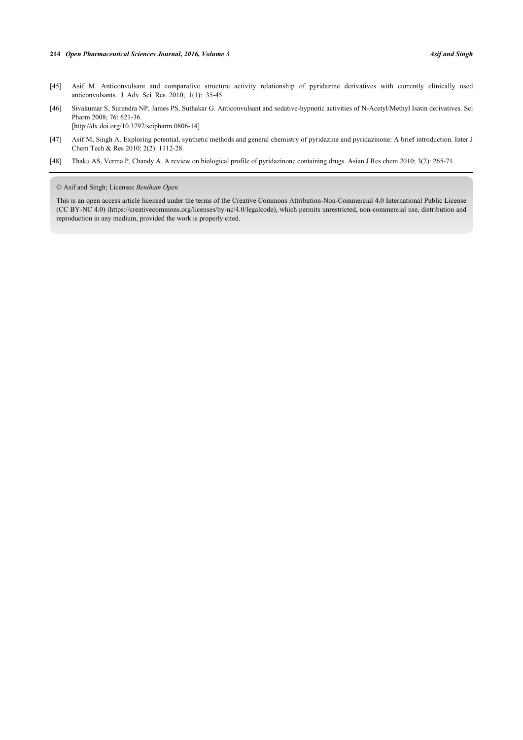[45] Asif M. Anticonvulsant and comparative structure activity relationship of pyridazine derivatives with currently clinically used anticonvulsants. J Adv Sci Res 2010; 1(1): 35-45.

[46] Sivakumar S, Surendra NP, James PS, Suthakar G. Anticonvulsant and sedative-hypnotic activities of N-Acetyl/Methyl Isatin derivatives. Sci Pharm 2008; 76: 621-36.
[http://dx.doi.org/10.3797/scipharm.0806-14]

[47] Asif M, Singh A. Exploring potential, synthetic methods and general chemistry of pyridazine and pyridazinone: A brief introduction. Inter J Chem Tech & Res 2010; 2(2): 1112-28.

[48] Thaku AS, Verma P, Chandy A. A review on biological profile of pyridazinone containing drugs. Asian J Res chem 2010; 3(2): 265-71.

© Asif and Singh; Licensee *Bentham Open*

This is an open access article licensed under the terms of the Creative Commons Attribution-Non-Commercial 4.0 International Public License (CC BY-NC 4.0) (https://creativecommons.org/licenses/by-nc/4.0/legalcode), which permits unrestricted, non-commercial use, distribution and reproduction in any medium, provided the work is properly cited.